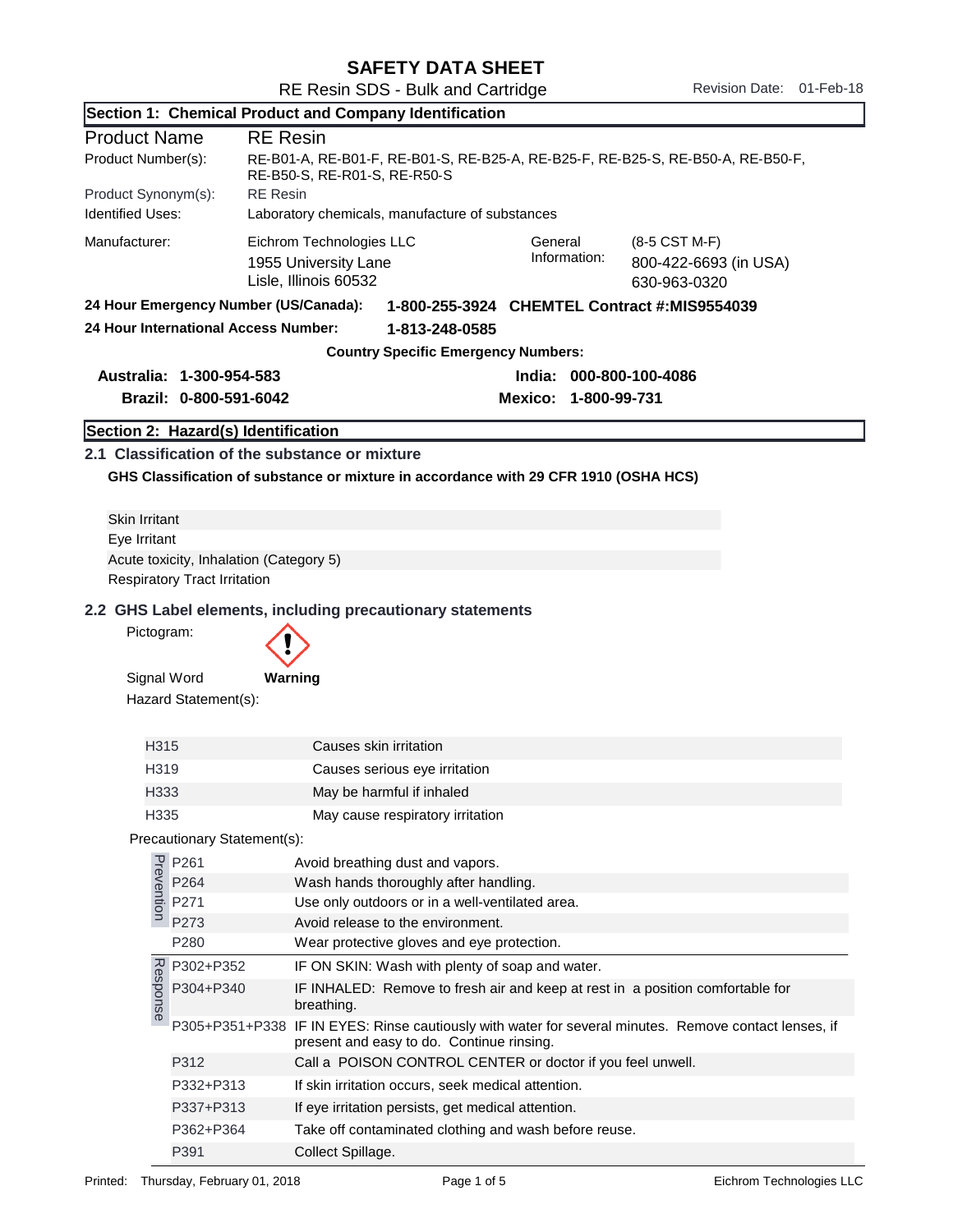# SAFETY DATA SHEET

RE Resin SDS - Bulk and Cartridge

Revision Date: 01-Feb-18

## Section 1: Chemical Product and Company Identification

| | |
|---|---|
| Product Name | RE Resin |
| Product Number(s): | RE-B01-A, RE-B01-F, RE-B01-S, RE-B25-A, RE-B25-F, RE-B25-S, RE-B50-A, RE-B50-F, RE-B50-S, RE-R01-S, RE-R50-S |
| Product Synonym(s): | RE Resin |
| Identified Uses: | Laboratory chemicals, manufacture of substances |

Manufacturer: Eichrom Technologies LLC
1955 University Lane
Lisle, Illinois 60532

General Information: (8-5 CST M-F)
800-422-6693 (in USA)
630-963-0320

**24 Hour Emergency Number (US/Canada): 1-800-255-3924 CHEMTEL Contract #:MIS9554039**

**24 Hour International Access Number: 1-813-248-0585**

**Country Specific Emergency Numbers:**

**Australia: 1-300-954-583**
**India: 000-800-100-4086**
**Brazil: 0-800-591-6042**
**Mexico: 1-800-99-731**

## Section 2: Hazard(s) Identification

### 2.1 Classification of the substance or mixture

**GHS Classification of substance or mixture in accordance with 29 CFR 1910 (OSHA HCS)**

Skin Irritant
Eye Irritant
Acute toxicity, Inhalation (Category 5)
Respiratory Tract Irritation

### 2.2 GHS Label elements, including precautionary statements

Pictogram:

Signal Word **Warning**

Hazard Statement(s):

| | |
|---|---|
| H315 | Causes skin irritation |
| H319 | Causes serious eye irritation |
| H333 | May be harmful if inhaled |
| H335 | May cause respiratory irritation |

Precautionary Statement(s):

| | | |
|---|---|---|
| Prevention | P261 | Avoid breathing dust and vapors. |
| | P264 | Wash hands thoroughly after handling. |
| | P271 | Use only outdoors or in a well-ventilated area. |
| | P273 | Avoid release to the environment. |
| | P280 | Wear protective gloves and eye protection. |
| Response | P302+P352 | IF ON SKIN: Wash with plenty of soap and water. |
| | P304+P340 | IF INHALED: Remove to fresh air and keep at rest in a position comfortable for breathing. |
| | P305+P351+P338 | IF IN EYES: Rinse cautiously with water for several minutes. Remove contact lenses, if present and easy to do. Continue rinsing. |
| | P312 | Call a POISON CONTROL CENTER or doctor if you feel unwell. |
| | P332+P313 | If skin irritation occurs, seek medical attention. |
| | P337+P313 | If eye irritation persists, get medical attention. |
| | P362+P364 | Take off contaminated clothing and wash before reuse. |
| | P391 | Collect Spillage. |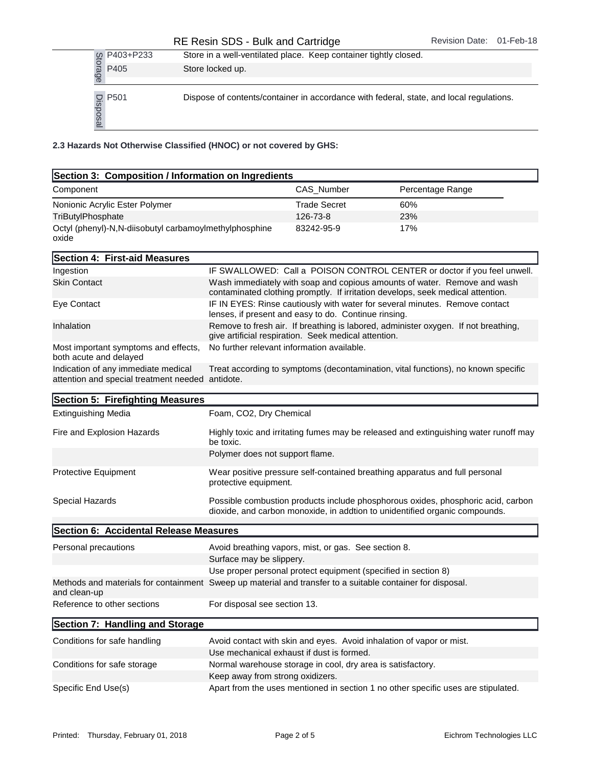| | | |
|---|---|---|
| Storage | P403+P233 | Store in a well-ventilated place. Keep container tightly closed. |
| | P405 | Store locked up. |
| Disposal | P501 | Dispose of contents/container in accordance with federal, state, and local regulations. |

**2.3 Hazards Not Otherwise Classified (HNOC) or not covered by GHS:**

## Section 3: Composition / Information on Ingredients

| Component | CAS_Number | Percentage Range |
|---|---|---|
| Nonionic Acrylic Ester Polymer | Trade Secret | 60% |
| TriButylPhosphate | 126-73-8 | 23% |
| Octyl (phenyl)-N,N-diisobutyl carbamoylmethylphosphine oxide | 83242-95-9 | 17% |

## Section 4: First-aid Measures

| | |
|---|---|
| Ingestion | IF SWALLOWED: Call a POISON CONTROL CENTER or doctor if you feel unwell. |
| Skin Contact | Wash immediately with soap and copious amounts of water. Remove and wash contaminated clothing promptly. If irritation develops, seek medical attention. |
| Eye Contact | IF IN EYES: Rinse cautiously with water for several minutes. Remove contact lenses, if present and easy to do. Continue rinsing. |
| Inhalation | Remove to fresh air. If breathing is labored, administer oxygen. If not breathing, give artificial respiration. Seek medical attention. |
| Most important symptoms and effects, both acute and delayed | No further relevant information available. |
| Indication of any immediate medical attention and special treatment needed | Treat according to symptoms (decontamination, vital functions), no known specific antidote. |

## Section 5: Firefighting Measures

| | |
|---|---|
| Extinguishing Media | Foam, CO2, Dry Chemical |
| Fire and Explosion Hazards | Highly toxic and irritating fumes may be released and extinguishing water runoff may be toxic. |
| | Polymer does not support flame. |
| Protective Equipment | Wear positive pressure self-contained breathing apparatus and full personal protective equipment. |
| Special Hazards | Possible combustion products include phosphorous oxides, phosphoric acid, carbon dioxide, and carbon monoxide, in addtion to unidentified organic compounds. |

## Section 6: Accidental Release Measures

| | |
|---|---|
| Personal precautions | Avoid breathing vapors, mist, or gas. See section 8. |
| | Surface may be slippery. |
| | Use proper personal protect equipment (specified in section 8) |
| Methods and materials for containment and clean-up | Sweep up material and transfer to a suitable container for disposal. |
| Reference to other sections | For disposal see section 13. |

## Section 7: Handling and Storage

| | |
|---|---|
| Conditions for safe handling | Avoid contact with skin and eyes. Avoid inhalation of vapor or mist. |
| | Use mechanical exhaust if dust is formed. |
| Conditions for safe storage | Normal warehouse storage in cool, dry area is satisfactory. |
| | Keep away from strong oxidizers. |
| Specific End Use(s) | Apart from the uses mentioned in section 1 no other specific uses are stipulated. |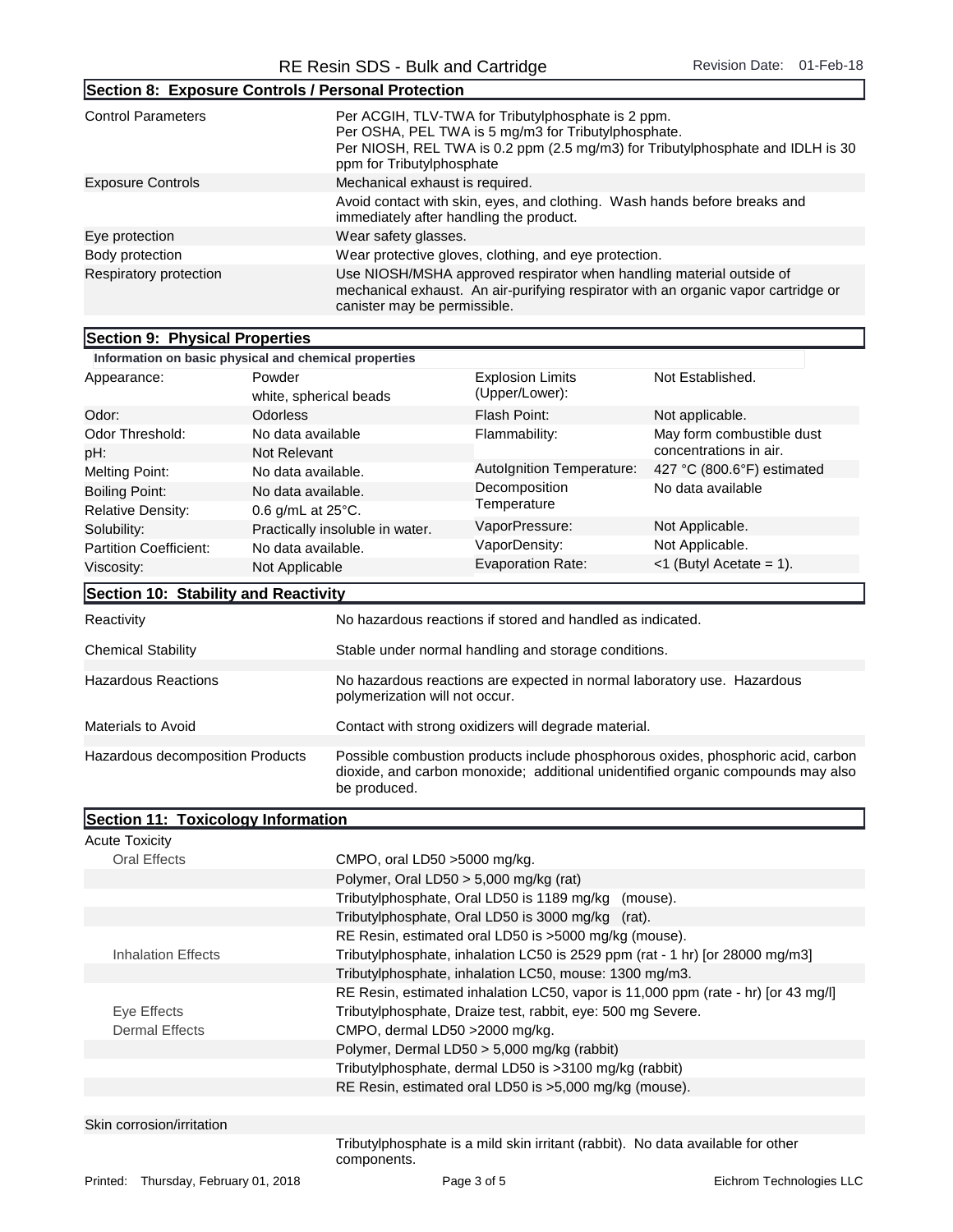## Section 8: Exposure Controls / Personal Protection

| | |
|---|---|
| Control Parameters | Per ACGIH, TLV-TWA for Tributylphosphate is 2 ppm. Per OSHA, PEL TWA is 5 mg/m3 for Tributylphosphate. Per NIOSH, REL TWA is 0.2 ppm (2.5 mg/m3) for Tributylphosphate and IDLH is 30 ppm for Tributylphosphate |
| Exposure Controls | Mechanical exhaust is required. |
| | Avoid contact with skin, eyes, and clothing. Wash hands before breaks and immediately after handling the product. |
| Eye protection | Wear safety glasses. |
| Body protection | Wear protective gloves, clothing, and eye protection. |
| Respiratory protection | Use NIOSH/MSHA approved respirator when handling material outside of mechanical exhaust. An air-purifying respirator with an organic vapor cartridge or canister may be permissible. |

## Section 9: Physical Properties

**Information on basic physical and chemical properties**

| | | | |
|---|---|---|---|
| Appearance: | Powder white, spherical beads | Explosion Limits (Upper/Lower): | Not Established. |
| Odor: | Odorless | Flash Point: | Not applicable. |
| Odor Threshold: | No data available | Flammability: | May form combustible dust concentrations in air. |
| pH: | Not Relevant | | |
| Melting Point: | No data available. | AutoIgnition Temperature: | 427 °C (800.6°F) estimated |
| Boiling Point: | No data available. | Decomposition Temperature | No data available |
| Relative Density: | 0.6 g/mL at 25°C. | | |
| Solubility: | Practically insoluble in water. | VaporPressure: | Not Applicable. |
| Partition Coefficient: | No data available. | VaporDensity: | Not Applicable. |
| Viscosity: | Not Applicable | Evaporation Rate: | <1 (Butyl Acetate = 1). |

## Section 10: Stability and Reactivity

| | |
|---|---|
| Reactivity | No hazardous reactions if stored and handled as indicated. |
| Chemical Stability | Stable under normal handling and storage conditions. |
| Hazardous Reactions | No hazardous reactions are expected in normal laboratory use. Hazardous polymerization will not occur. |
| Materials to Avoid | Contact with strong oxidizers will degrade material. |
| Hazardous decomposition Products | Possible combustion products include phosphorous oxides, phosphoric acid, carbon dioxide, and carbon monoxide; additional unidentified organic compounds may also be produced. |

## Section 11: Toxicology Information

Acute Toxicity

| | |
|---|---|
| Oral Effects | CMPO, oral LD50 >5000 mg/kg. |
| | Polymer, Oral LD50 > 5,000 mg/kg (rat) |
| | Tributylphosphate, Oral LD50 is 1189 mg/kg (mouse). |
| | Tributylphosphate, Oral LD50 is 3000 mg/kg (rat). |
| | RE Resin, estimated oral LD50 is >5000 mg/kg (mouse). |
| Inhalation Effects | Tributylphosphate, inhalation LC50 is 2529 ppm (rat - 1 hr) [or 28000 mg/m3] |
| | Tributylphosphate, inhalation LC50, mouse: 1300 mg/m3. |
| | RE Resin, estimated inhalation LC50, vapor is 11,000 ppm (rate - hr) [or 43 mg/l] |
| Eye Effects | Tributylphosphate, Draize test, rabbit, eye: 500 mg Severe. |
| Dermal Effects | CMPO, dermal LD50 >2000 mg/kg. |
| | Polymer, Dermal LD50 > 5,000 mg/kg (rabbit) |
| | Tributylphosphate, dermal LD50 is >3100 mg/kg (rabbit) |
| | RE Resin, estimated oral LD50 is >5,000 mg/kg (mouse). |

Skin corrosion/irritation

Tributylphosphate is a mild skin irritant (rabbit). No data available for other components.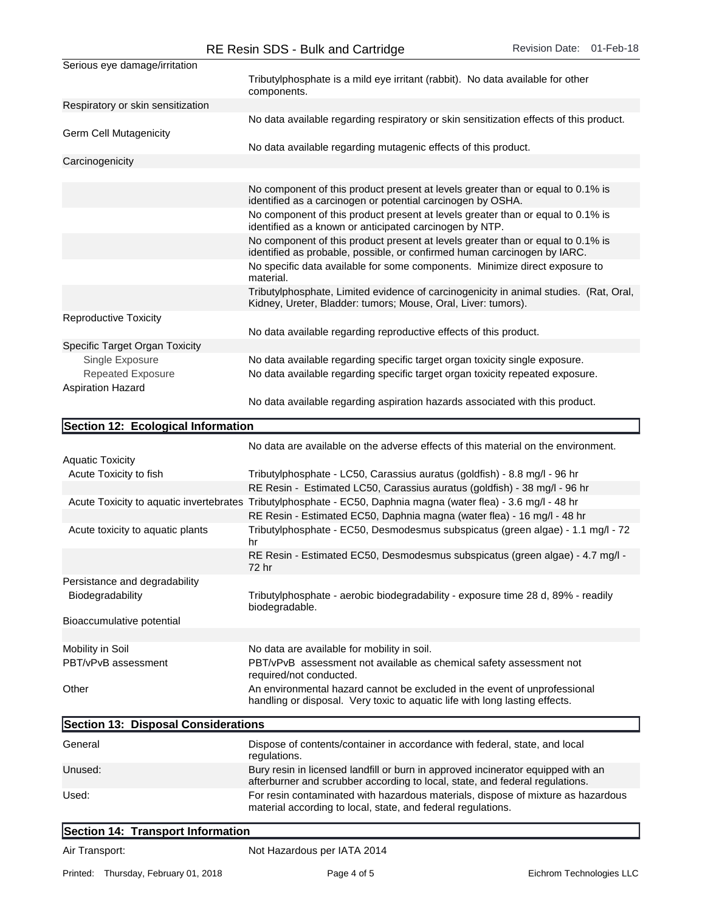| | |
|---|---|
| Serious eye damage/irritation | |
| | Tributylphosphate is a mild eye irritant (rabbit). No data available for other components. |
| Respiratory or skin sensitization | |
| | No data available regarding respiratory or skin sensitization effects of this product. |
| Germ Cell Mutagenicity | |
| | No data available regarding mutagenic effects of this product. |
| Carcinogenicity | |
| | No component of this product present at levels greater than or equal to 0.1% is identified as a carcinogen or potential carcinogen by OSHA. |
| | No component of this product present at levels greater than or equal to 0.1% is identified as a known or anticipated carcinogen by NTP. |
| | No component of this product present at levels greater than or equal to 0.1% is identified as probable, possible, or confirmed human carcinogen by IARC. |
| | No specific data available for some components. Minimize direct exposure to material. |
| | Tributylphosphate, Limited evidence of carcinogenicity in animal studies. (Rat, Oral, Kidney, Ureter, Bladder: tumors; Mouse, Oral, Liver: tumors). |
| Reproductive Toxicity | |
| | No data available regarding reproductive effects of this product. |
| Specific Target Organ Toxicity | |
| Single Exposure | No data available regarding specific target organ toxicity single exposure. |
| Repeated Exposure | No data available regarding specific target organ toxicity repeated exposure. |
| Aspiration Hazard | |
| | No data available regarding aspiration hazards associated with this product. |

## Section 12: Ecological Information

| | |
|---|---|
| | No data are available on the adverse effects of this material on the environment. |
| Aquatic Toxicity | |
| Acute Toxicity to fish | Tributylphosphate - LC50, Carassius auratus (goldfish) - 8.8 mg/l - 96 hr |
| | RE Resin - Estimated LC50, Carassius auratus (goldfish) - 38 mg/l - 96 hr |
| Acute Toxicity to aquatic invertebrates | Tributylphosphate - EC50, Daphnia magna (water flea) - 3.6 mg/l - 48 hr |
| | RE Resin - Estimated EC50, Daphnia magna (water flea) - 16 mg/l - 48 hr |
| Acute toxicity to aquatic plants | Tributylphosphate - EC50, Desmodesmus subspicatus (green algae) - 1.1 mg/l - 72 hr |
| | RE Resin - Estimated EC50, Desmodesmus subspicatus (green algae) - 4.7 mg/l - 72 hr |
| Persistance and degradability | |
| Biodegradability | Tributylphosphate - aerobic biodegradability - exposure time 28 d, 89% - readily biodegradable. |
| Bioaccumulative potential | |
| Mobility in Soil | No data are available for mobility in soil. |
| PBT/vPvB assessment | PBT/vPvB assessment not available as chemical safety assessment not required/not conducted. |
| Other | An environmental hazard cannot be excluded in the event of unprofessional handling or disposal. Very toxic to aquatic life with long lasting effects. |

## Section 13: Disposal Considerations

| | |
|---|---|
| General | Dispose of contents/container in accordance with federal, state, and local regulations. |
| Unused: | Bury resin in licensed landfill or burn in approved incinerator equipped with an afterburner and scrubber according to local, state, and federal regulations. |
| Used: | For resin contaminated with hazardous materials, dispose of mixture as hazardous material according to local, state, and federal regulations. |

## Section 14: Transport Information

| | |
|---|---|
| Air Transport: | Not Hazardous per IATA 2014 |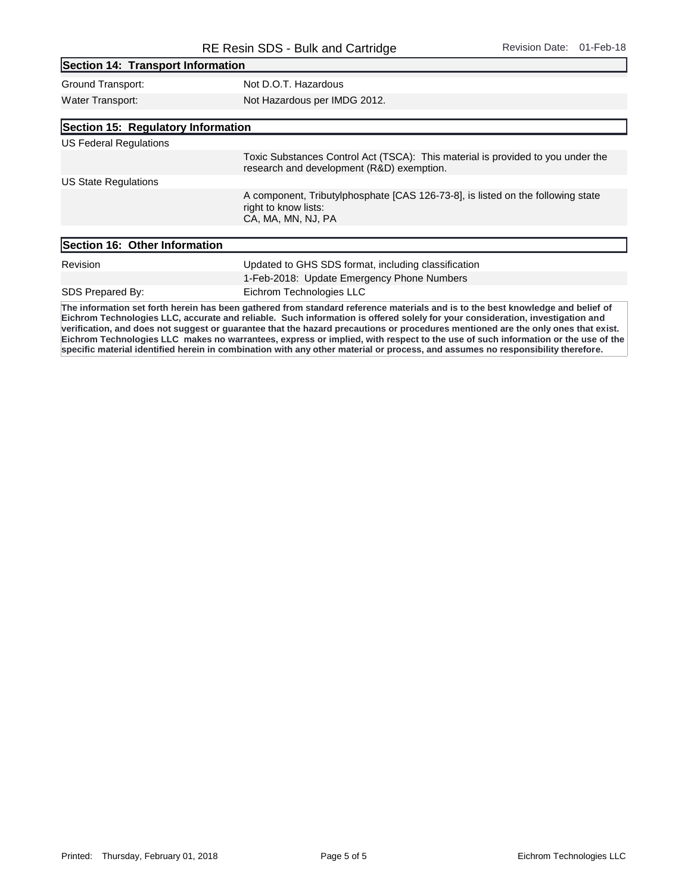## Section 14: Transport Information

| | |
|---|---|
| Ground Transport: | Not D.O.T. Hazardous |
| Water Transport: | Not Hazardous per IMDG 2012. |

## Section 15: Regulatory Information

US Federal Regulations

Toxic Substances Control Act (TSCA): This material is provided to you under the research and development (R&D) exemption.

US State Regulations

A component, Tributylphosphate [CAS 126-73-8], is listed on the following state right to know lists:
CA, MA, MN, NJ, PA

## Section 16: Other Information

| | |
|---|---|
| Revision | Updated to GHS SDS format, including classification |
| | 1-Feb-2018: Update Emergency Phone Numbers |
| SDS Prepared By: | Eichrom Technologies LLC |

**The information set forth herein has been gathered from standard reference materials and is to the best knowledge and belief of Eichrom Technologies LLC, accurate and reliable. Such information is offered solely for your consideration, investigation and verification, and does not suggest or guarantee that the hazard precautions or procedures mentioned are the only ones that exist. Eichrom Technologies LLC makes no warrantees, express or implied, with respect to the use of such information or the use of the specific material identified herein in combination with any other material or process, and assumes no responsibility therefore.**